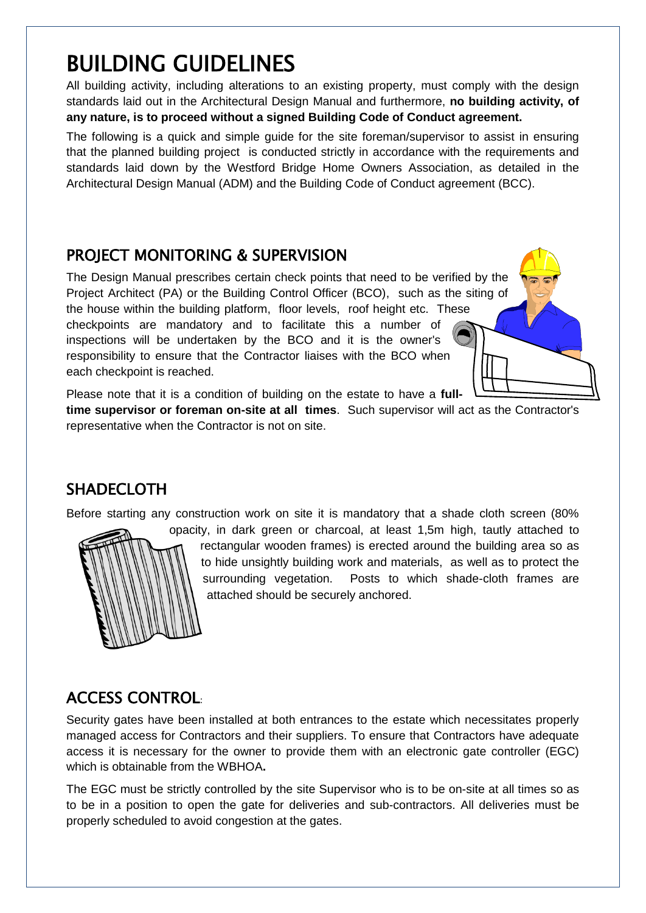# BUILDING GUIDELINES

All building activity, including alterations to an existing property, must comply with the design standards laid out in the Architectural Design Manual and furthermore, **no building activity, of any nature, is to proceed without a signed Building Code of Conduct agreement.**

The following is a quick and simple guide for the site foreman/supervisor to assist in ensuring that the planned building project is conducted strictly in accordance with the requirements and standards laid down by the Westford Bridge Home Owners Association, as detailed in the Architectural Design Manual (ADM) and the Building Code of Conduct agreement (BCC).

## PROJECT MONITORING & SUPERVISION

The Design Manual prescribes certain check points that need to be verified by the Project Architect (PA) or the Building Control Officer (BCO), such as the siting of the house within the building platform, floor levels, roof height etc. These checkpoints are mandatory and to facilitate this a number of inspections will be undertaken by the BCO and it is the owner's responsibility to ensure that the Contractor liaises with the BCO when each checkpoint is reached.

Please note that it is a condition of building on the estate to have a **full-time supervisor or foreman on-site at all times**. Such supervisor will act as the Contractor's representative when the Contractor is not on site.

## SHADECLOTH

Before starting any construction work on site it is mandatory that a shade cloth screen (80% opacity, in dark green or charcoal, at least 1,5m high, tautly attached to rectangular wooden frames) is erected around the building area so as to hide unsightly building work and materials, as well as to protect the surrounding vegetation. Posts to which shade-cloth frames are attached should be securely anchored.

## ACCESS CONTROL:

Security gates have been installed at both entrances to the estate which necessitates properly managed access for Contractors and their suppliers. To ensure that Contractors have adequate access it is necessary for the owner to provide them with an electronic gate controller (EGC) which is obtainable from the WBHOA**.**

The EGC must be strictly controlled by the site Supervisor who is to be on-site at all times so as to be in a position to open the gate for deliveries and sub-contractors. All deliveries must be properly scheduled to avoid congestion at the gates.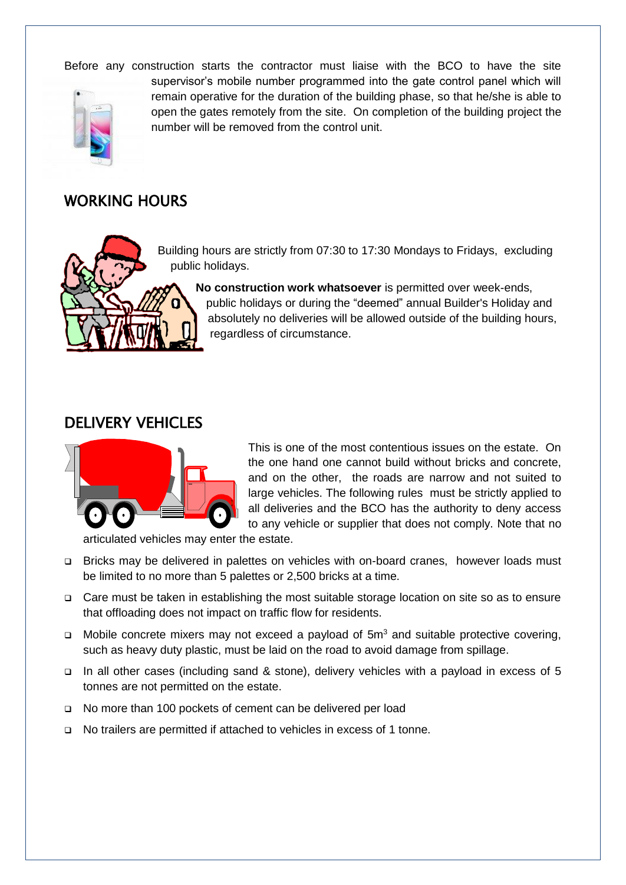Before any construction starts the contractor must liaise with the BCO to have the site supervisor's mobile number programmed into the gate control panel which will remain operative for the duration of the building phase, so that he/she is able to open the gates remotely from the site. On completion of the building project the number will be removed from the control unit.

## WORKING HOURS

Building hours are strictly from 07:30 to 17:30 Mondays to Fridays, excluding public holidays.

**No construction work whatsoever** is permitted over week-ends, public holidays or during the "deemed" annual Builder's Holiday and absolutely no deliveries will be allowed outside of the building hours, regardless of circumstance.

## DELIVERY VEHICLES

This is one of the most contentious issues on the estate. On the one hand one cannot build without bricks and concrete, and on the other, the roads are narrow and not suited to large vehicles. The following rules must be strictly applied to all deliveries and the BCO has the authority to deny access to any vehicle or supplier that does not comply. Note that no articulated vehicles may enter the estate.

- Bricks may be delivered in palettes on vehicles with on-board cranes, however loads must be limited to no more than 5 palettes or 2,500 bricks at a time.
- Care must be taken in establishing the most suitable storage location on site so as to ensure that offloading does not impact on traffic flow for residents.
- Mobile concrete mixers may not exceed a payload of $5m^3$ and suitable protective covering, such as heavy duty plastic, must be laid on the road to avoid damage from spillage.
- In all other cases (including sand & stone), delivery vehicles with a payload in excess of 5 tonnes are not permitted on the estate.
- No more than 100 pockets of cement can be delivered per load
- No trailers are permitted if attached to vehicles in excess of 1 tonne.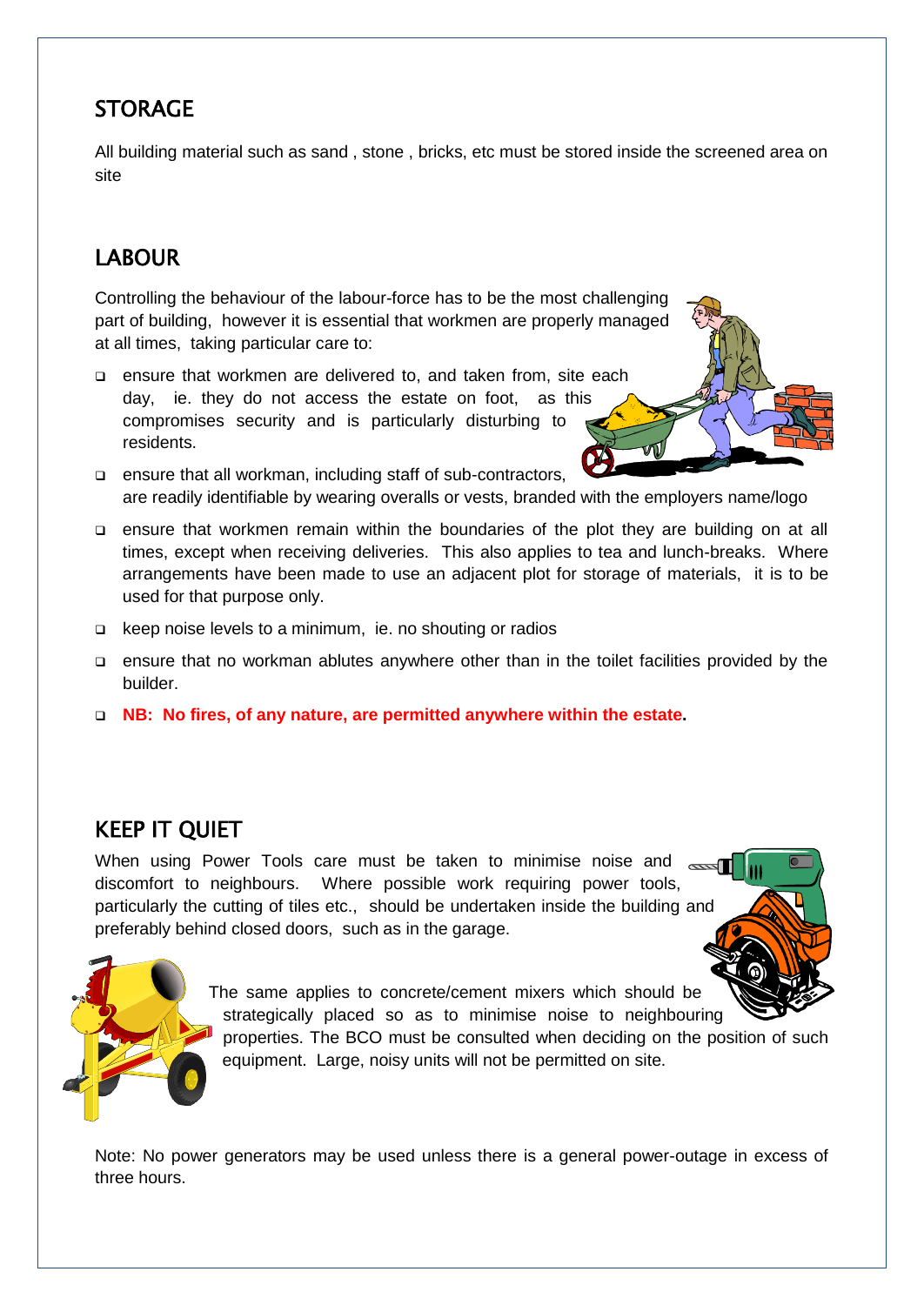## STORAGE

All building material such as sand , stone , bricks, etc must be stored inside the screened area on site

## LABOUR

Controlling the behaviour of the labour-force has to be the most challenging part of building, however it is essential that workmen are properly managed at all times, taking particular care to:

- ensure that workmen are delivered to, and taken from, site each day, ie. they do not access the estate on foot, as this compromises security and is particularly disturbing to residents.
- ensure that all workman, including staff of sub-contractors, are readily identifiable by wearing overalls or vests, branded with the employers name/logo
- ensure that workmen remain within the boundaries of the plot they are building on at all times, except when receiving deliveries. This also applies to tea and lunch-breaks. Where arrangements have been made to use an adjacent plot for storage of materials, it is to be used for that purpose only.
- keep noise levels to a minimum, ie. no shouting or radios
- ensure that no workman ablutes anywhere other than in the toilet facilities provided by the builder.
- **NB: No fires, of any nature, are permitted anywhere within the estate.**

## KEEP IT QUIET

When using Power Tools care must be taken to minimise noise and discomfort to neighbours. Where possible work requiring power tools, particularly the cutting of tiles etc., should be undertaken inside the building and preferably behind closed doors, such as in the garage.

The same applies to concrete/cement mixers which should be strategically placed so as to minimise noise to neighbouring properties. The BCO must be consulted when deciding on the position of such equipment. Large, noisy units will not be permitted on site.

Note: No power generators may be used unless there is a general power-outage in excess of three hours.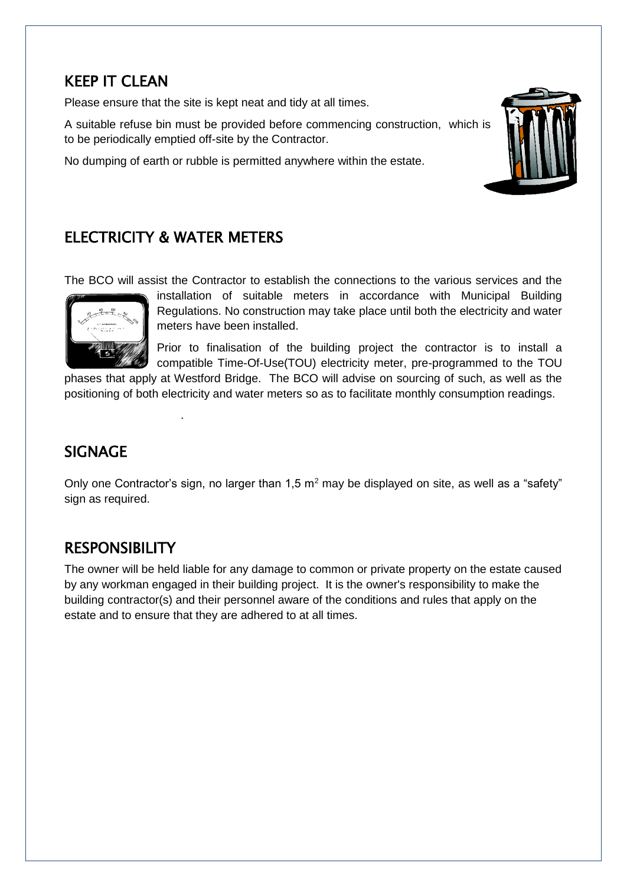## KEEP IT CLEAN

Please ensure that the site is kept neat and tidy at all times.

A suitable refuse bin must be provided before commencing construction, which is to be periodically emptied off-site by the Contractor.

No dumping of earth or rubble is permitted anywhere within the estate.

## ELECTRICITY & WATER METERS

The BCO will assist the Contractor to establish the connections to the various services and the installation of suitable meters in accordance with Municipal Building Regulations. No construction may take place until both the electricity and water meters have been installed.

Prior to finalisation of the building project the contractor is to install a compatible Time-Of-Use(TOU) electricity meter, pre-programmed to the TOU phases that apply at Westford Bridge. The BCO will advise on sourcing of such, as well as the positioning of both electricity and water meters so as to facilitate monthly consumption readings.

.

## SIGNAGE

Only one Contractor's sign, no larger than 1,5 $m^2$ may be displayed on site, as well as a "safety" sign as required.

## RESPONSIBILITY

The owner will be held liable for any damage to common or private property on the estate caused by any workman engaged in their building project. It is the owner's responsibility to make the building contractor(s) and their personnel aware of the conditions and rules that apply on the estate and to ensure that they are adhered to at all times.